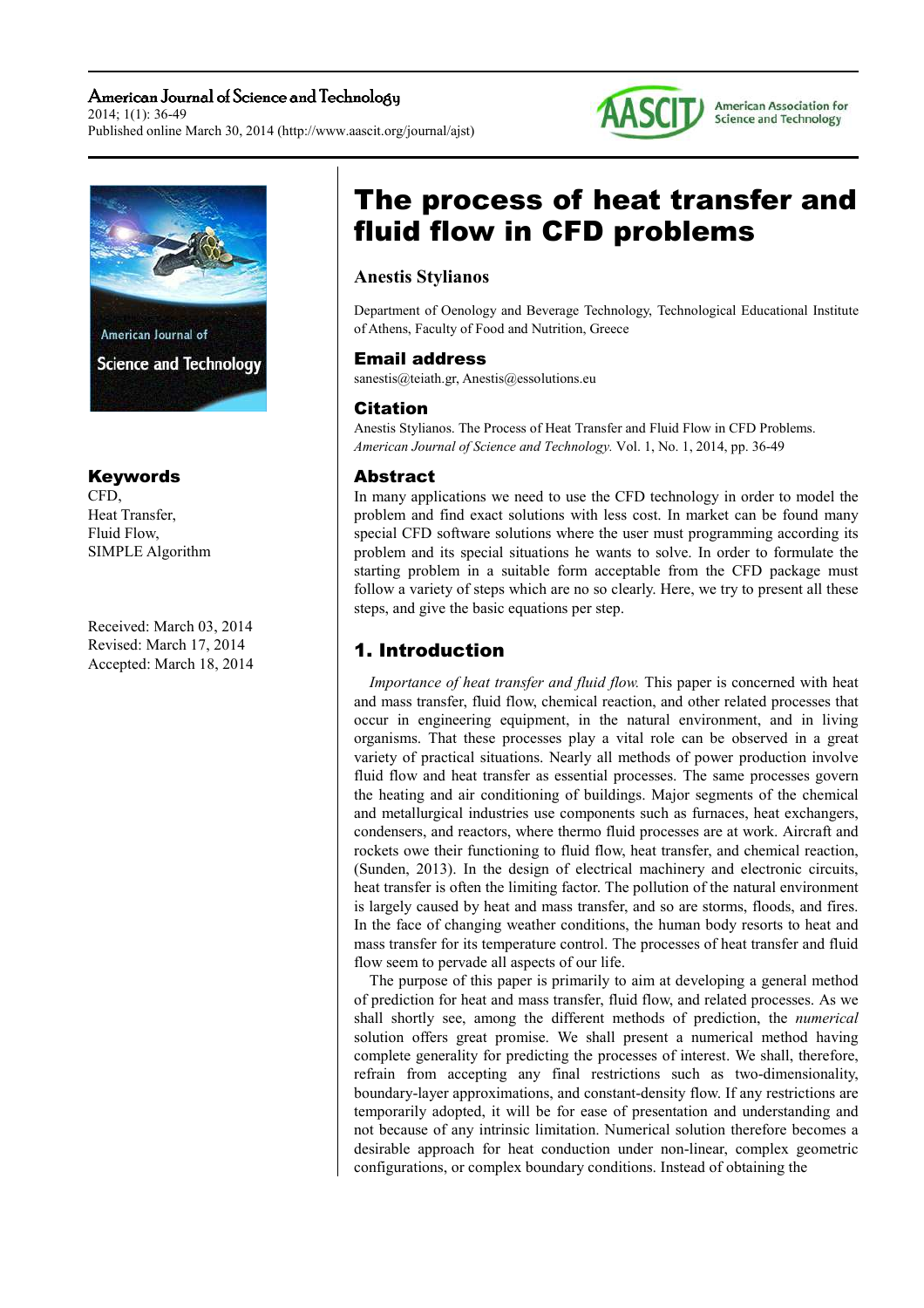# The process of heat transfer and fluid flow in CFD problems

**Anestis Stylianos**

Department of Oenology and Beverage Technology, Technological Educational Institute of Athens, Faculty of Food and Nutrition, Greece

### Email address

sanestis@teiath.gr, Anestis@essolutions.eu

### Citation

Anestis Stylianos. The Process of Heat Transfer and Fluid Flow in CFD Problems. *American Journal of Science and Technology.* Vol. 1, No. 1, 2014, pp. 36-49

### Keywords

CFD,
Heat Transfer,
Fluid Flow,
SIMPLE Algorithm

Received: March 03, 2014
Revised: March 17, 2014
Accepted: March 18, 2014

### Abstract

In many applications we need to use the CFD technology in order to model the problem and find exact solutions with less cost. In market can be found many special CFD software solutions where the user must programming according its problem and its special situations he wants to solve. In order to formulate the starting problem in a suitable form acceptable from the CFD package must follow a variety of steps which are no so clearly. Here, we try to present all these steps, and give the basic equations per step.

## 1. Introduction

*Importance of heat transfer and fluid flow.* This paper is concerned with heat and mass transfer, fluid flow, chemical reaction, and other related processes that occur in engineering equipment, in the natural environment, and in living organisms. That these processes play a vital role can be observed in a great variety of practical situations. Nearly all methods of power production involve fluid flow and heat transfer as essential processes. The same processes govern the heating and air conditioning of buildings. Major segments of the chemical and metallurgical industries use components such as furnaces, heat exchangers, condensers, and reactors, where thermo fluid processes are at work. Aircraft and rockets owe their functioning to fluid flow, heat transfer, and chemical reaction, (Sunden, 2013). In the design of electrical machinery and electronic circuits, heat transfer is often the limiting factor. The pollution of the natural environment is largely caused by heat and mass transfer, and so are storms, floods, and fires. In the face of changing weather conditions, the human body resorts to heat and mass transfer for its temperature control. The processes of heat transfer and fluid flow seem to pervade all aspects of our life.

The purpose of this paper is primarily to aim at developing a general method of prediction for heat and mass transfer, fluid flow, and related processes. As we shall shortly see, among the different methods of prediction, the *numerical* solution offers great promise. We shall present a numerical method having complete generality for predicting the processes of interest. We shall, therefore, refrain from accepting any final restrictions such as two-dimensionality, boundary-layer approximations, and constant-density flow. If any restrictions are temporarily adopted, it will be for ease of presentation and understanding and not because of any intrinsic limitation. Numerical solution therefore becomes a desirable approach for heat conduction under non-linear, complex geometric configurations, or complex boundary conditions. Instead of obtaining the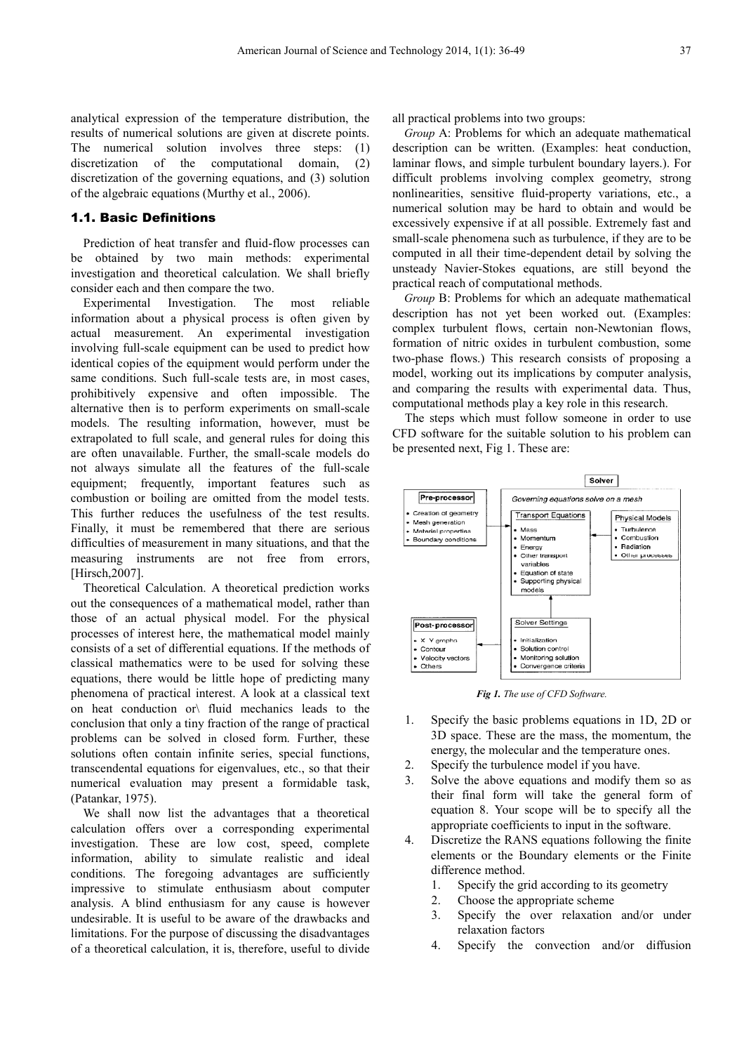analytical expression of the temperature distribution, the results of numerical solutions are given at discrete points. The numerical solution involves three steps: (1) discretization of the computational domain, (2) discretization of the governing equations, and (3) solution of the algebraic equations (Murthy et al., 2006).

### 1.1. Basic Definitions

Prediction of heat transfer and fluid-flow processes can be obtained by two main methods: experimental investigation and theoretical calculation. We shall briefly consider each and then compare the two.

Experimental Investigation. The most reliable information about a physical process is often given by actual measurement. An experimental investigation involving full-scale equipment can be used to predict how identical copies of the equipment would perform under the same conditions. Such full-scale tests are, in most cases, prohibitively expensive and often impossible. The alternative then is to perform experiments on small-scale models. The resulting information, however, must be extrapolated to full scale, and general rules for doing this are often unavailable. Further, the small-scale models do not always simulate all the features of the full-scale equipment; frequently, important features such as combustion or boiling are omitted from the model tests. This further reduces the usefulness of the test results. Finally, it must be remembered that there are serious difficulties of measurement in many situations, and that the measuring instruments are not free from errors, [Hirsch,2007].

Theoretical Calculation. A theoretical prediction works out the consequences of a mathematical model, rather than those of an actual physical model. For the physical processes of interest here, the mathematical model mainly consists of a set of differential equations. If the methods of classical mathematics were to be used for solving these equations, there would be little hope of predicting many phenomena of practical interest. A look at a classical text on heat conduction or\ fluid mechanics leads to the conclusion that only a tiny fraction of the range of practical problems can be solved in closed form. Further, these solutions often contain infinite series, special functions, transcendental equations for eigenvalues, etc., so that their numerical evaluation may present a formidable task, (Patankar, 1975).

We shall now list the advantages that a theoretical calculation offers over a corresponding experimental investigation. These are low cost, speed, complete information, ability to simulate realistic and ideal conditions. The foregoing advantages are sufficiently impressive to stimulate enthusiasm about computer analysis. A blind enthusiasm for any cause is however undesirable. It is useful to be aware of the drawbacks and limitations. For the purpose of discussing the disadvantages of a theoretical calculation, it is, therefore, useful to divide all practical problems into two groups:

*Group* A: Problems for which an adequate mathematical description can be written. (Examples: heat conduction, laminar flows, and simple turbulent boundary layers.). For difficult problems involving complex geometry, strong nonlinearities, sensitive fluid-property variations, etc., a numerical solution may be hard to obtain and would be excessively expensive if at all possible. Extremely fast and small-scale phenomena such as turbulence, if they are to be computed in all their time-dependent detail by solving the unsteady Navier-Stokes equations, are still beyond the practical reach of computational methods.

*Group* B: Problems for which an adequate mathematical description has not yet been worked out. (Examples: complex turbulent flows, certain non-Newtonian flows, formation of nitric oxides in turbulent combustion, some two-phase flows.) This research consists of proposing a model, working out its implications by computer analysis, and comparing the results with experimental data. Thus, computational methods play a key role in this research.

The steps which must follow someone in order to use CFD software for the suitable solution to his problem can be presented next, Fig 1. These are:

***Fig 1.*** *The use of CFD Software.*

1. Specify the basic problems equations in 1D, 2D or 3D space. These are the mass, the momentum, the energy, the molecular and the temperature ones.
2. Specify the turbulence model if you have.
3. Solve the above equations and modify them so as their final form will take the general form of equation 8. Your scope will be to specify all the appropriate coefficients to input in the software.
4. Discretize the RANS equations following the finite elements or the Boundary elements or the Finite difference method.
    1. Specify the grid according to its geometry
    2. Choose the appropriate scheme
    3. Specify the over relaxation and/or under relaxation factors
    4. Specify the convection and/or diffusion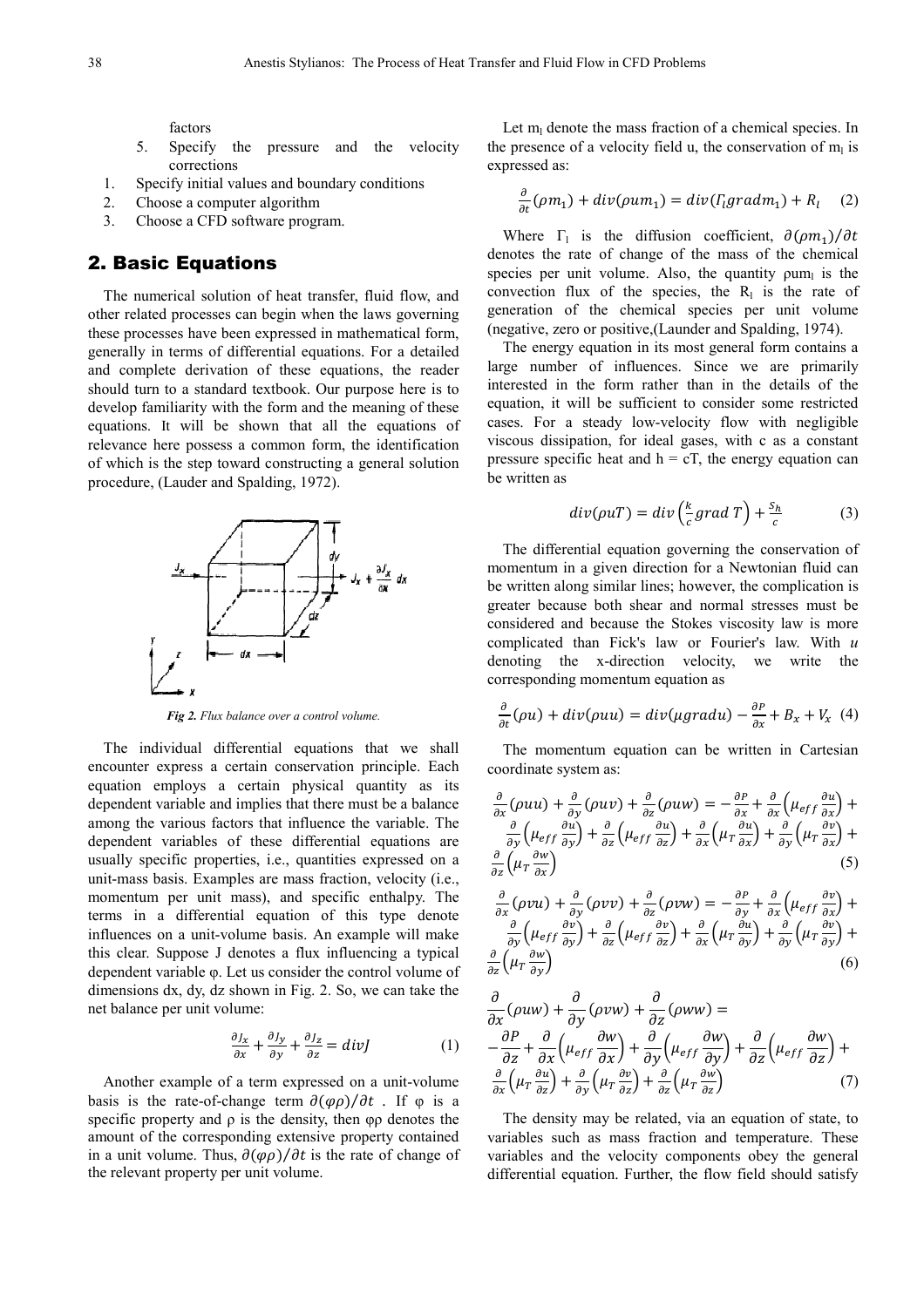factors

5. Specify the pressure and the velocity corrections

1. Specify initial values and boundary conditions
2. Choose a computer algorithm
3. Choose a CFD software program.

## 2. Basic Equations

The numerical solution of heat transfer, fluid flow, and other related processes can begin when the laws governing these processes have been expressed in mathematical form, generally in terms of differential equations. For a detailed and complete derivation of these equations, the reader should turn to a standard textbook. Our purpose here is to develop familiarity with the form and the meaning of these equations. It will be shown that all the equations of relevance here possess a common form, the identification of which is the step toward constructing a general solution procedure, (Lauder and Spalding, 1972).

*Fig 2. Flux balance over a control volume.*

The individual differential equations that we shall encounter express a certain conservation principle. Each equation employs a certain physical quantity as its dependent variable and implies that there must be a balance among the various factors that influence the variable. The dependent variables of these differential equations are usually specific properties, i.e., quantities expressed on a unit-mass basis. Examples are mass fraction, velocity (i.e., momentum per unit mass), and specific enthalpy. The terms in a differential equation of this type denote influences on a unit-volume basis. An example will make this clear. Suppose J denotes a flux influencing a typical dependent variable φ. Let us consider the control volume of dimensions dx, dy, dz shown in Fig. 2. So, we can take the net balance per unit volume:

$$\frac{\partial J_x}{\partial x} + \frac{\partial J_y}{\partial y} + \frac{\partial J_z}{\partial z} = divJ \tag{1}$$

Another example of a term expressed on a unit-volume basis is the rate-of-change term $\partial(\varphi\rho)/\partial t$ . If φ is a specific property and ρ is the density, then φρ denotes the amount of the corresponding extensive property contained in a unit volume. Thus, $\partial(\varphi\rho)/\partial t$ is the rate of change of the relevant property per unit volume.

Let $m_l$ denote the mass fraction of a chemical species. In the presence of a velocity field u, the conservation of $m_l$ is expressed as:

$$\frac{\partial}{\partial t}(\rho m_1) + div(\rho u m_1) = div(\Gamma_l grad m_1) + R_l \tag{2}$$

Where $\Gamma_l$ is the diffusion coefficient, $\partial(\rho m_1)/\partial t$ denotes the rate of change of the mass of the chemical species per unit volume. Also, the quantity $\rho u m_l$ is the convection flux of the species, the $R_l$ is the rate of generation of the chemical species per unit volume (negative, zero or positive,(Launder and Spalding, 1974).

The energy equation in its most general form contains a large number of influences. Since we are primarily interested in the form rather than in the details of the equation, it will be sufficient to consider some restricted cases. For a steady low-velocity flow with negligible viscous dissipation, for ideal gases, with c as a constant pressure specific heat and h = cT, the energy equation can be written as

$$div(\rho u T) = div\left(\frac{k}{c} grad\, T\right) + \frac{S_h}{c} \tag{3}$$

The differential equation governing the conservation of momentum in a given direction for a Newtonian fluid can be written along similar lines; however, the complication is greater because both shear and normal stresses must be considered and because the Stokes viscosity law is more complicated than Fick's law or Fourier's law. With *u* denoting the x-direction velocity, we write the corresponding momentum equation as

$$\frac{\partial}{\partial t}(\rho u) + div(\rho u u) = div(\mu grad u) - \frac{\partial P}{\partial x} + B_x + V_x \tag{4}$$

The momentum equation can be written in Cartesian coordinate system as:

$$\frac{\partial}{\partial x}(\rho u u) + \frac{\partial}{\partial y}(\rho u v) + \frac{\partial}{\partial z}(\rho u w) = -\frac{\partial P}{\partial x} + \frac{\partial}{\partial x}\left(\mu_{eff}\frac{\partial u}{\partial x}\right) + \frac{\partial}{\partial y}\left(\mu_{eff}\frac{\partial u}{\partial y}\right) + \frac{\partial}{\partial z}\left(\mu_{eff}\frac{\partial u}{\partial z}\right) + \frac{\partial}{\partial x}\left(\mu_T\frac{\partial u}{\partial x}\right) + \frac{\partial}{\partial y}\left(\mu_T\frac{\partial v}{\partial x}\right) + \frac{\partial}{\partial z}\left(\mu_T\frac{\partial w}{\partial x}\right) \tag{5}$$

$$\frac{\partial}{\partial x}(\rho v u) + \frac{\partial}{\partial y}(\rho v v) + \frac{\partial}{\partial z}(\rho v w) = -\frac{\partial P}{\partial y} + \frac{\partial}{\partial x}\left(\mu_{eff}\frac{\partial v}{\partial x}\right) + \frac{\partial}{\partial y}\left(\mu_{eff}\frac{\partial v}{\partial y}\right) + \frac{\partial}{\partial z}\left(\mu_{eff}\frac{\partial v}{\partial z}\right) + \frac{\partial}{\partial x}\left(\mu_T\frac{\partial u}{\partial y}\right) + \frac{\partial}{\partial y}\left(\mu_T\frac{\partial v}{\partial y}\right) + \frac{\partial}{\partial z}\left(\mu_T\frac{\partial w}{\partial y}\right) \tag{6}$$

$$\frac{\partial}{\partial x}(\rho u w) + \frac{\partial}{\partial y}(\rho v w) + \frac{\partial}{\partial z}(\rho w w) = -\frac{\partial P}{\partial z} + \frac{\partial}{\partial x}\left(\mu_{eff}\frac{\partial w}{\partial x}\right) + \frac{\partial}{\partial y}\left(\mu_{eff}\frac{\partial w}{\partial y}\right) + \frac{\partial}{\partial z}\left(\mu_{eff}\frac{\partial w}{\partial z}\right) + \frac{\partial}{\partial x}\left(\mu_T\frac{\partial u}{\partial z}\right) + \frac{\partial}{\partial y}\left(\mu_T\frac{\partial v}{\partial z}\right) + \frac{\partial}{\partial z}\left(\mu_T\frac{\partial w}{\partial z}\right) \tag{7}$$

The density may be related, via an equation of state, to variables such as mass fraction and temperature. These variables and the velocity components obey the general differential equation. Further, the flow field should satisfy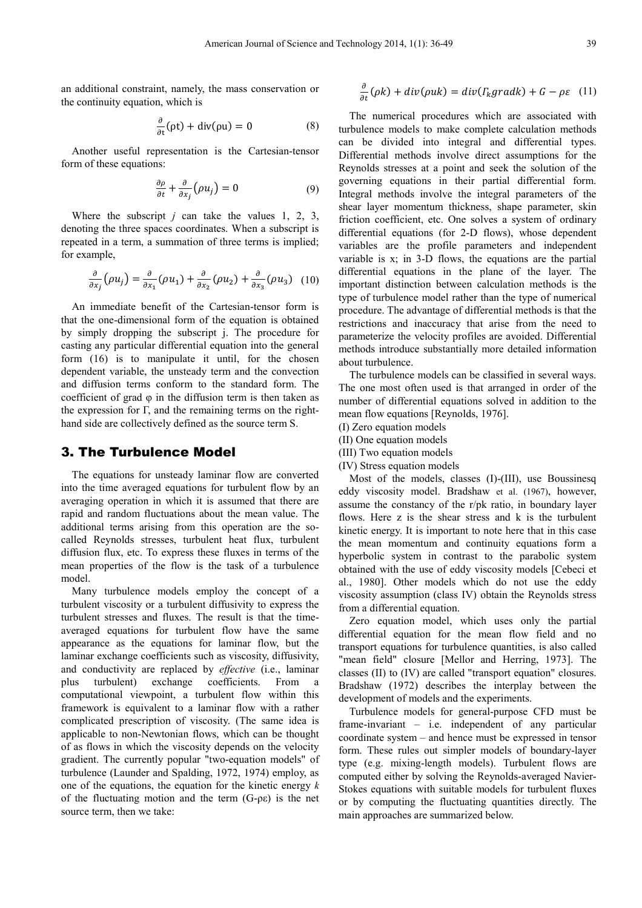an additional constraint, namely, the mass conservation or the continuity equation, which is

$$\frac{\partial}{\partial t}(\rho t) + \mathrm{div}(\rho u) = 0 \quad (8)$$

Another useful representation is the Cartesian-tensor form of these equations:

$$\frac{\partial \rho}{\partial t} + \frac{\partial}{\partial x_j}(\rho u_j) = 0 \quad (9)$$

Where the subscript $j$ can take the values 1, 2, 3, denoting the three spaces coordinates. When a subscript is repeated in a term, a summation of three terms is implied; for example,

$$\frac{\partial}{\partial x_j}(\rho u_j) = \frac{\partial}{\partial x_1}(\rho u_1) + \frac{\partial}{\partial x_2}(\rho u_2) + \frac{\partial}{\partial x_3}(\rho u_3) \quad (10)$$

An immediate benefit of the Cartesian-tensor form is that the one-dimensional form of the equation is obtained by simply dropping the subscript j. The procedure for casting any particular differential equation into the general form (16) is to manipulate it until, for the chosen dependent variable, the unsteady term and the convection and diffusion terms conform to the standard form. The coefficient of grad φ in the diffusion term is then taken as the expression for Γ, and the remaining terms on the right-hand side are collectively defined as the source term S.

## 3. The Turbulence Model

The equations for unsteady laminar flow are converted into the time averaged equations for turbulent flow by an averaging operation in which it is assumed that there are rapid and random fluctuations about the mean value. The additional terms arising from this operation are the so-called Reynolds stresses, turbulent heat flux, turbulent diffusion flux, etc. To express these fluxes in terms of the mean properties of the flow is the task of a turbulence model.

Many turbulence models employ the concept of a turbulent viscosity or a turbulent diffusivity to express the turbulent stresses and fluxes. The result is that the time-averaged equations for turbulent flow have the same appearance as the equations for laminar flow, but the laminar exchange coefficients such as viscosity, diffusivity, and conductivity are replaced by *effective* (i.e., laminar plus turbulent) exchange coefficients. From a computational viewpoint, a turbulent flow within this framework is equivalent to a laminar flow with a rather complicated prescription of viscosity. (The same idea is applicable to non-Newtonian flows, which can be thought of as flows in which the viscosity depends on the velocity gradient. The currently popular "two-equation models" of turbulence (Launder and Spalding, 1972, 1974) employ, as one of the equations, the equation for the kinetic energy $k$ of the fluctuating motion and the term $(G-\rho\varepsilon)$ is the net source term, then we take:

$$\frac{\partial}{\partial t}(\rho k) + div(\rho uk) = div(\Gamma_k grad k) + G - \rho\varepsilon \quad (11)$$

The numerical procedures which are associated with turbulence models to make complete calculation methods can be divided into integral and differential types. Differential methods involve direct assumptions for the Reynolds stresses at a point and seek the solution of the governing equations in their partial differential form. Integral methods involve the integral parameters of the shear layer momentum thickness, shape parameter, skin friction coefficient, etc. One solves a system of ordinary differential equations (for 2-D flows), whose dependent variables are the profile parameters and independent variable is x; in 3-D flows, the equations are the partial differential equations in the plane of the layer. The important distinction between calculation methods is the type of turbulence model rather than the type of numerical procedure. The advantage of differential methods is that the restrictions and inaccuracy that arise from the need to parameterize the velocity profiles are avoided. Differential methods introduce substantially more detailed information about turbulence.

The turbulence models can be classified in several ways. The one most often used is that arranged in order of the number of differential equations solved in addition to the mean flow equations [Reynolds, 1976].

(I) Zero equation models
(II) One equation models
(III) Two equation models
(IV) Stress equation models

Most of the models, classes (I)-(III), use Boussinesq eddy viscosity model. Bradshaw et al. (1967), however, assume the constancy of the r/pk ratio, in boundary layer flows. Here z is the shear stress and k is the turbulent kinetic energy. It is important to note here that in this case the mean momentum and continuity equations form a hyperbolic system in contrast to the parabolic system obtained with the use of eddy viscosity models [Cebeci et al., 1980]. Other models which do not use the eddy viscosity assumption (class IV) obtain the Reynolds stress from a differential equation.

Zero equation model, which uses only the partial differential equation for the mean flow field and no transport equations for turbulence quantities, is also called "mean field" closure [Mellor and Herring, 1973]. The classes (II) to (IV) are called "transport equation" closures. Bradshaw (1972) describes the interplay between the development of models and the experiments.

Turbulence models for general-purpose CFD must be frame-invariant – i.e. independent of any particular coordinate system – and hence must be expressed in tensor form. These rules out simpler models of boundary-layer type (e.g. mixing-length models). Turbulent flows are computed either by solving the Reynolds-averaged Navier-Stokes equations with suitable models for turbulent fluxes or by computing the fluctuating quantities directly. The main approaches are summarized below.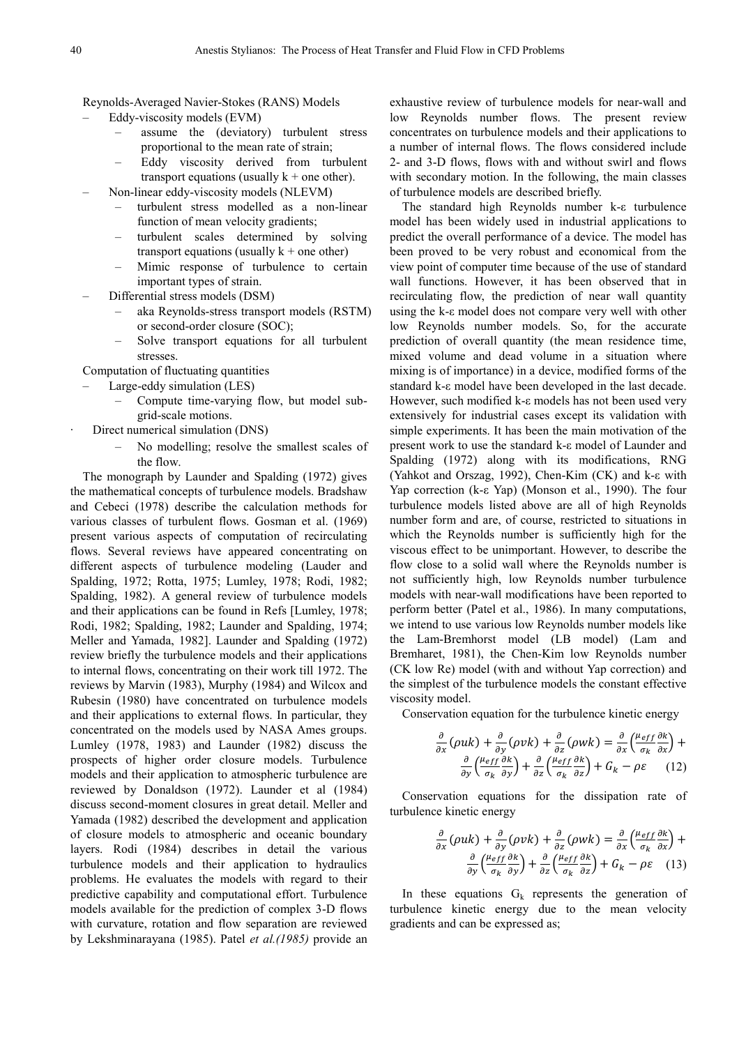Reynolds-Averaged Navier-Stokes (RANS) Models

- Eddy-viscosity models (EVM)
  - assume the (deviatory) turbulent stress proportional to the mean rate of strain;
  - Eddy viscosity derived from turbulent transport equations (usually k + one other).
- Non-linear eddy-viscosity models (NLEVM)
  - turbulent stress modelled as a non-linear function of mean velocity gradients;
  - turbulent scales determined by solving transport equations (usually k + one other)
  - Mimic response of turbulence to certain important types of strain.
- Differential stress models (DSM)
  - aka Reynolds-stress transport models (RSTM) or second-order closure (SOC);
  - Solve transport equations for all turbulent stresses.

Computation of fluctuating quantities

- Large-eddy simulation (LES)
  - Compute time-varying flow, but model sub-grid-scale motions.
- Direct numerical simulation (DNS)
  - No modelling; resolve the smallest scales of the flow.

The monograph by Launder and Spalding (1972) gives the mathematical concepts of turbulence models. Bradshaw and Cebeci (1978) describe the calculation methods for various classes of turbulent flows. Gosman et al. (1969) present various aspects of computation of recirculating flows. Several reviews have appeared concentrating on different aspects of turbulence modeling (Lauder and Spalding, 1972; Rotta, 1975; Lumley, 1978; Rodi, 1982; Spalding, 1982). A general review of turbulence models and their applications can be found in Refs [Lumley, 1978; Rodi, 1982; Spalding, 1982; Launder and Spalding, 1974; Meller and Yamada, 1982]. Launder and Spalding (1972) review briefly the turbulence models and their applications to internal flows, concentrating on their work till 1972. The reviews by Marvin (1983), Murphy (1984) and Wilcox and Rubesin (1980) have concentrated on turbulence models and their applications to external flows. In particular, they concentrated on the models used by NASA Ames groups. Lumley (1978, 1983) and Launder (1982) discuss the prospects of higher order closure models. Turbulence models and their application to atmospheric turbulence are reviewed by Donaldson (1972). Launder et al (1984) discuss second-moment closures in great detail. Meller and Yamada (1982) described the development and application of closure models to atmospheric and oceanic boundary layers. Rodi (1984) describes in detail the various turbulence models and their application to hydraulics problems. He evaluates the models with regard to their predictive capability and computational effort. Turbulence models available for the prediction of complex 3-D flows with curvature, rotation and flow separation are reviewed by Lekshminarayana (1985). Patel *et al.(1985)* provide an exhaustive review of turbulence models for near-wall and low Reynolds number flows. The present review concentrates on turbulence models and their applications to a number of internal flows. The flows considered include 2- and 3-D flows, flows with and without swirl and flows with secondary motion. In the following, the main classes of turbulence models are described briefly.

The standard high Reynolds number k-ε turbulence model has been widely used in industrial applications to predict the overall performance of a device. The model has been proved to be very robust and economical from the view point of computer time because of the use of standard wall functions. However, it has been observed that in recirculating flow, the prediction of near wall quantity using the k-ε model does not compare very well with other low Reynolds number models. So, for the accurate prediction of overall quantity (the mean residence time, mixed volume and dead volume in a situation where mixing is of importance) in a device, modified forms of the standard k-ε model have been developed in the last decade. However, such modified k-ε models has not been used very extensively for industrial cases except its validation with simple experiments. It has been the main motivation of the present work to use the standard k-ε model of Launder and Spalding (1972) along with its modifications, RNG (Yahkot and Orszag, 1992), Chen-Kim (CK) and k-ε with Yap correction (k-ε Yap) (Monson et al., 1990). The four turbulence models listed above are all of high Reynolds number form and are, of course, restricted to situations in which the Reynolds number is sufficiently high for the viscous effect to be unimportant. However, to describe the flow close to a solid wall where the Reynolds number is not sufficiently high, low Reynolds number turbulence models with near-wall modifications have been reported to perform better (Patel et al., 1986). In many computations, we intend to use various low Reynolds number models like the Lam-Bremhorst model (LB model) (Lam and Bremharet, 1981), the Chen-Kim low Reynolds number (CK low Re) model (with and without Yap correction) and the simplest of the turbulence models the constant effective viscosity model.

Conservation equation for the turbulence kinetic energy

$$\frac{\partial}{\partial x}(\rho uk) + \frac{\partial}{\partial y}(\rho vk) + \frac{\partial}{\partial z}(\rho wk) = \frac{\partial}{\partial x}\left(\frac{\mu_{eff}}{\sigma_k}\frac{\partial k}{\partial x}\right) + \frac{\partial}{\partial y}\left(\frac{\mu_{eff}}{\sigma_k}\frac{\partial k}{\partial y}\right) + \frac{\partial}{\partial z}\left(\frac{\mu_{eff}}{\sigma_k}\frac{\partial k}{\partial z}\right) + G_k - \rho\varepsilon \quad (12)$$

Conservation equations for the dissipation rate of turbulence kinetic energy

$$\frac{\partial}{\partial x}(\rho uk) + \frac{\partial}{\partial y}(\rho vk) + \frac{\partial}{\partial z}(\rho wk) = \frac{\partial}{\partial x}\left(\frac{\mu_{eff}}{\sigma_k}\frac{\partial k}{\partial x}\right) + \frac{\partial}{\partial y}\left(\frac{\mu_{eff}}{\sigma_k}\frac{\partial k}{\partial y}\right) + \frac{\partial}{\partial z}\left(\frac{\mu_{eff}}{\sigma_k}\frac{\partial k}{\partial z}\right) + G_k - \rho\varepsilon \quad (13)$$

In these equations $G_k$ represents the generation of turbulence kinetic energy due to the mean velocity gradients and can be expressed as;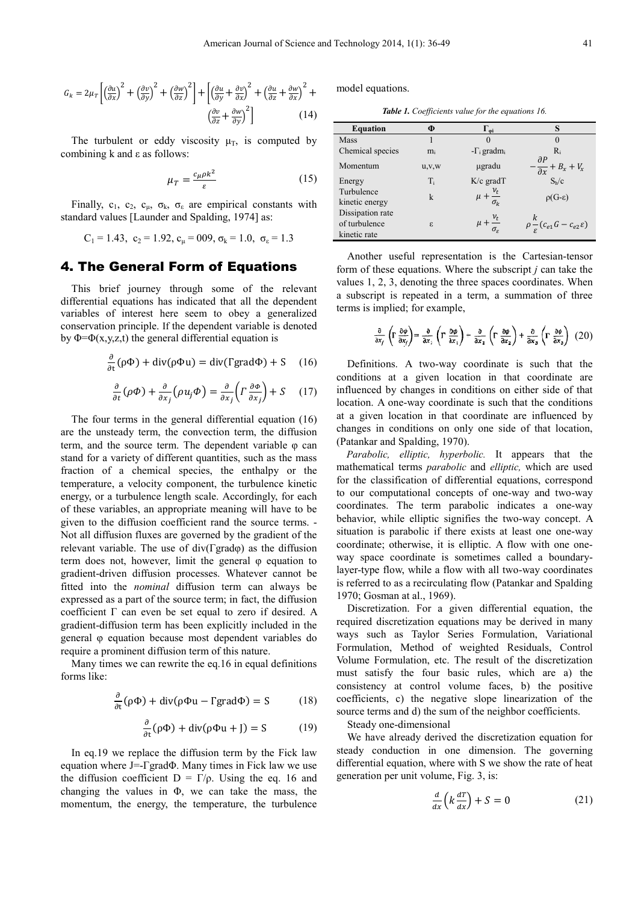$$G_k = 2\mu_T\left[\left(\frac{\partial u}{\partial x}\right)^2 + \left(\frac{\partial v}{\partial y}\right)^2 + \left(\frac{\partial w}{\partial z}\right)^2\right] + \left[\left(\frac{\partial u}{\partial y} + \frac{\partial v}{\partial x}\right)^2 + \left(\frac{\partial u}{\partial z} + \frac{\partial w}{\partial x}\right)^2 + \left(\frac{\partial v}{\partial z} + \frac{\partial w}{\partial y}\right)^2\right] \quad (14)$$

The turbulent or eddy viscosity $\mu_T$, is computed by combining k and ε as follows:

$$\mu_T = \frac{c_\mu \rho k^2}{\varepsilon} \quad (15)$$

Finally, $c_1$, $c_2$, $c_\mu$, $\sigma_k$, $\sigma_\varepsilon$ are empirical constants with standard values [Launder and Spalding, 1974] as:

$C_1 = 1.43$, $c_2 = 1.92$, $c_\mu = 009$, $\sigma_k = 1.0$, $\sigma_\varepsilon = 1.3$

# 4. The General Form of Equations

This brief journey through some of the relevant differential equations has indicated that all the dependent variables of interest here seem to obey a generalized conservation principle. If the dependent variable is denoted by $\Phi=\Phi(x,y,z,t)$ the general differential equation is

$$\frac{\partial}{\partial t}(\rho\Phi) + \mathrm{div}(\rho\Phi u) = \mathrm{div}(\Gamma \mathrm{grad}\Phi) + S \quad (16)$$

$$\frac{\partial}{\partial t}(\rho\Phi) + \frac{\partial}{\partial x_j}\left(\rho u_j \Phi\right) = \frac{\partial}{\partial x_j}\left(\Gamma\frac{\partial\Phi}{\partial x_j}\right) + S \quad (17)$$

The four terms in the general differential equation (16) are the unsteady term, the convection term, the diffusion term, and the source term. The dependent variable φ can stand for a variety of different quantities, such as the mass fraction of a chemical species, the enthalpy or the temperature, a velocity component, the turbulence kinetic energy, or a turbulence length scale. Accordingly, for each of these variables, an appropriate meaning will have to be given to the diffusion coefficient rand the source terms. - Not all diffusion fluxes are governed by the gradient of the relevant variable. The use of div(Γgradφ) as the diffusion term does not, however, limit the general φ equation to gradient-driven diffusion processes. Whatever cannot be fitted into the *nominal* diffusion term can always be expressed as a part of the source term; in fact, the diffusion coefficient Γ can even be set equal to zero if desired. A gradient-diffusion term has been explicitly included in the general φ equation because most dependent variables do require a prominent diffusion term of this nature.

Many times we can rewrite the eq.16 in equal definitions forms like:

$$\frac{\partial}{\partial t}(\rho\Phi) + \mathrm{div}(\rho\Phi u - \Gamma \mathrm{grad}\Phi) = S \quad (18)$$

$$\frac{\partial}{\partial t}(\rho\Phi) + \mathrm{div}(\rho\Phi u + J) = S \quad (19)$$

In eq.19 we replace the diffusion term by the Fick law equation where $J=-\Gamma \mathrm{grad}\Phi$. Many times in Fick law we use the diffusion coefficient $D = \Gamma/\rho$. Using the eq. 16 and changing the values in Φ, we can take the mass, the momentum, the energy, the temperature, the turbulence model equations.

*Table 1. Coefficients value for the equations 16.*

| Equation | Φ | $\Gamma_{\varphi i}$ | S |
|---|---|---|---|
| Mass | 1 | 0 | 0 |
| Chemical species | $m_i$ | $-\Gamma_i$ grad$m_i$ | $R_i$ |
| Momentum | u,v,w | μgradu | $-\frac{\partial P}{\partial x} + B_x + V_x$ |
| Energy | $T_i$ | K/c gradT | $S_h/c$ |
| Turbulence kinetic energy | k | $\mu + \frac{\nu_t}{\sigma_k}$ | ρ(G-ε) |
| Dissipation rate of turbulence kinetic rate | ε | $\mu + \frac{\nu_t}{\sigma_\varepsilon}$ | $\rho\frac{k}{\varepsilon}(c_{e1}G - c_{e2}\varepsilon)$ |

Another useful representation is the Cartesian-tensor form of these equations. Where the subscript *j* can take the values 1, 2, 3, denoting the three spaces coordinates. When a subscript is repeated in a term, a summation of three terms is implied; for example,

$$\frac{\partial}{\partial x_j}\left(\Gamma\frac{\partial\varphi}{\partial x_j}\right) = \frac{\partial}{\partial x_1}\left(\Gamma\frac{\partial\varphi}{\partial x_1}\right) - \frac{\partial}{\partial x_2}\left(\Gamma\frac{\partial\varphi}{\partial x_2}\right) + \frac{\partial}{\partial x_3}\left(\Gamma\frac{\partial\varphi}{\partial x_3}\right) \quad (20)$$

Definitions. A two-way coordinate is such that the conditions at a given location in that coordinate are influenced by changes in conditions on either side of that location. A one-way coordinate is such that the conditions at a given location in that coordinate are influenced by changes in conditions on only one side of that location, (Patankar and Spalding, 1970).

*Parabolic, elliptic, hyperbolic.* It appears that the mathematical terms *parabolic* and *elliptic,* which are used for the classification of differential equations, correspond to our computational concepts of one-way and two-way coordinates. The term parabolic indicates a one-way behavior, while elliptic signifies the two-way concept. A situation is parabolic if there exists at least one one-way coordinate; otherwise, it is elliptic. A flow with one one-way space coordinate is sometimes called a boundary-layer-type flow, while a flow with all two-way coordinates is referred to as a recirculating flow (Patankar and Spalding 1970; Gosman at al., 1969).

Discretization. For a given differential equation, the required discretization equations may be derived in many ways such as Taylor Series Formulation, Variational Formulation, Method of weighted Residuals, Control Volume Formulation, etc. The result of the discretization must satisfy the four basic rules, which are a) the consistency at control volume faces, b) the positive coefficients, c) the negative slope linearization of the source terms and d) the sum of the neighbor coefficients.

Steady one-dimensional

We have already derived the discretization equation for steady conduction in one dimension. The governing differential equation, where with S we show the rate of heat generation per unit volume, Fig. 3, is:

$$\frac{d}{dx}\left(k\frac{dT}{dx}\right) + S = 0 \quad (21)$$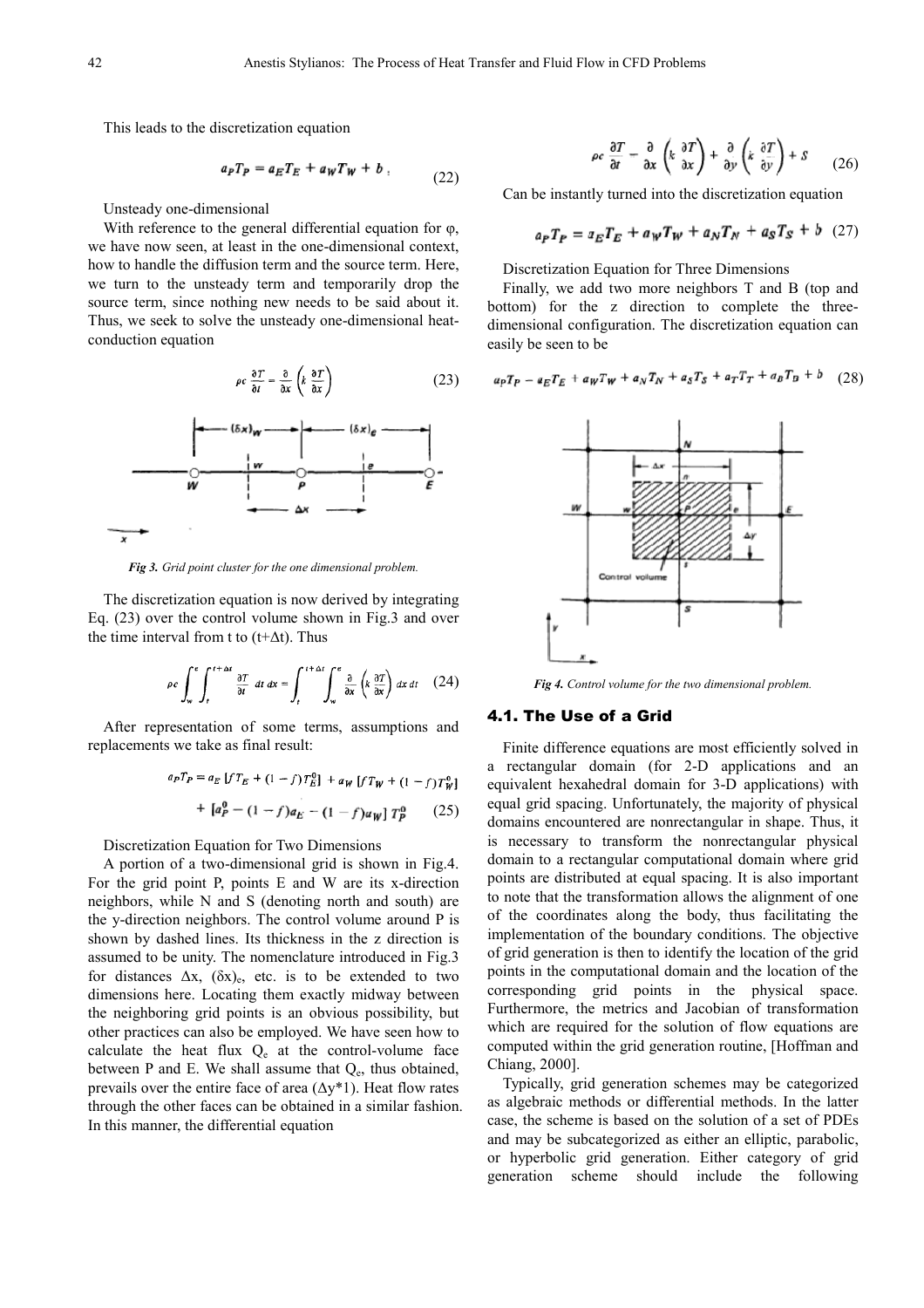This leads to the discretization equation

$$a_P T_P = a_E T_E + a_W T_W + b \; , \tag{22}$$

Unsteady one-dimensional

With reference to the general differential equation for φ, we have now seen, at least in the one-dimensional context, how to handle the diffusion term and the source term. Here, we turn to the unsteady term and temporarily drop the source term, since nothing new needs to be said about it. Thus, we seek to solve the unsteady one-dimensional heat-conduction equation

$$\rho c \frac{\partial T}{\partial t} = \frac{\partial}{\partial x}\left(k \frac{\partial T}{\partial x}\right) \tag{23}$$

*Fig 3. Grid point cluster for the one dimensional problem.*

The discretization equation is now derived by integrating Eq. (23) over the control volume shown in Fig.3 and over the time interval from t to (t+Δt). Thus

$$\rho c \int_w^e \int_t^{t+\Delta t} \frac{\partial T}{\partial t}\, dt\, dx = \int_t^{t+\Delta t} \int_w^e \frac{\partial}{\partial x}\left(k \frac{\partial T}{\partial x}\right) dx\, dt \tag{24}$$

After representation of some terms, assumptions and replacements we take as final result:

$$a_P T_P = a_E\left[f T_E + (1-f) T_E^0\right] + a_W\left[f T_W + (1-f) T_W^0\right] + \left[a_P^0 - (1-f) a_E - (1-f) a_W\right] T_P^0 \tag{25}$$

Discretization Equation for Two Dimensions

A portion of a two-dimensional grid is shown in Fig.4. For the grid point P, points E and W are its x-direction neighbors, while N and S (denoting north and south) are the y-direction neighbors. The control volume around P is shown by dashed lines. Its thickness in the z direction is assumed to be unity. The nomenclature introduced in Fig.3 for distances Δx, $(\delta x)_e$, etc. is to be extended to two dimensions here. Locating them exactly midway between the neighboring grid points is an obvious possibility, but other practices can also be employed. We have seen how to calculate the heat flux $Q_e$ at the control-volume face between P and E. We shall assume that $Q_e$, thus obtained, prevails over the entire face of area (Δy*1). Heat flow rates through the other faces can be obtained in a similar fashion. In this manner, the differential equation

$$\rho c \frac{\partial T}{\partial t} = \frac{\partial}{\partial x}\left(k \frac{\partial T}{\partial x}\right) + \frac{\partial}{\partial y}\left(k \frac{\partial T}{\partial y}\right) + S \tag{26}$$

Can be instantly turned into the discretization equation

$$a_P T_P = a_E T_E + a_W T_W + a_N T_N + a_S T_S + b \tag{27}$$

Discretization Equation for Three Dimensions

Finally, we add two more neighbors T and B (top and bottom) for the z direction to complete the three-dimensional configuration. The discretization equation can easily be seen to be

$$a_P T_P = a_E T_E + a_W T_W + a_N T_N + a_S T_S + a_T T_T + a_B T_B + b \tag{28}$$

*Fig 4. Control volume for the two dimensional problem.*

### 4.1. The Use of a Grid

Finite difference equations are most efficiently solved in a rectangular domain (for 2-D applications and an equivalent hexahedral domain for 3-D applications) with equal grid spacing. Unfortunately, the majority of physical domains encountered are nonrectangular in shape. Thus, it is necessary to transform the nonrectangular physical domain to a rectangular computational domain where grid points are distributed at equal spacing. It is also important to note that the transformation allows the alignment of one of the coordinates along the body, thus facilitating the implementation of the boundary conditions. The objective of grid generation is then to identify the location of the grid points in the computational domain and the location of the corresponding grid points in the physical space. Furthermore, the metrics and Jacobian of transformation which are required for the solution of flow equations are computed within the grid generation routine, [Hoffman and Chiang, 2000].

Typically, grid generation schemes may be categorized as algebraic methods or differential methods. In the latter case, the scheme is based on the solution of a set of PDEs and may be subcategorized as either an elliptic, parabolic, or hyperbolic grid generation. Either category of grid generation scheme should include the following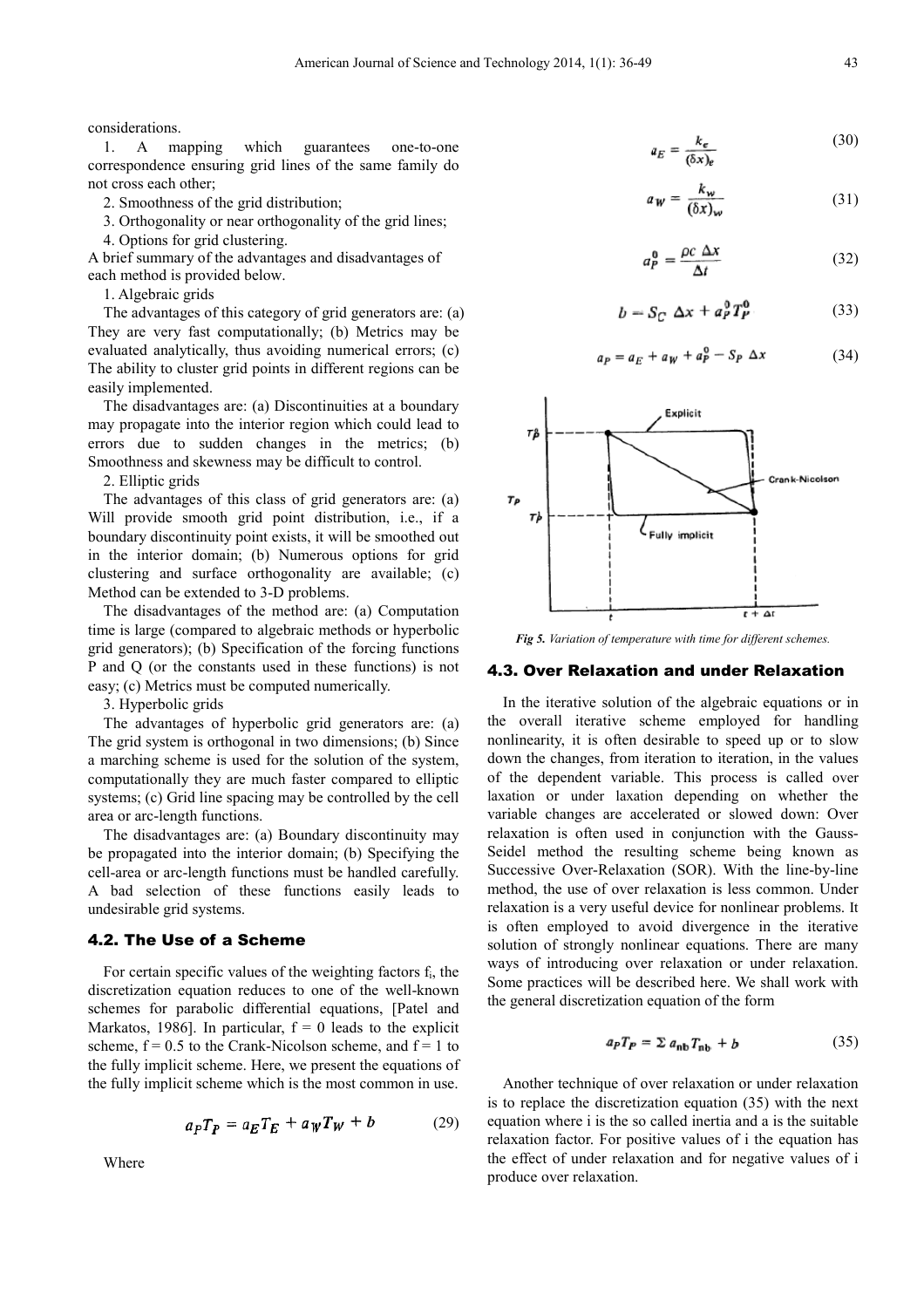considerations.

1. A mapping which guarantees one-to-one correspondence ensuring grid lines of the same family do not cross each other;

2. Smoothness of the grid distribution;

3. Orthogonality or near orthogonality of the grid lines;

4. Options for grid clustering.

A brief summary of the advantages and disadvantages of each method is provided below.

1. Algebraic grids

The advantages of this category of grid generators are: (a) They are very fast computationally; (b) Metrics may be evaluated analytically, thus avoiding numerical errors; (c) The ability to cluster grid points in different regions can be easily implemented.

The disadvantages are: (a) Discontinuities at a boundary may propagate into the interior region which could lead to errors due to sudden changes in the metrics; (b) Smoothness and skewness may be difficult to control.

2. Elliptic grids

The advantages of this class of grid generators are: (a) Will provide smooth grid point distribution, i.e., if a boundary discontinuity point exists, it will be smoothed out in the interior domain; (b) Numerous options for grid clustering and surface orthogonality are available; (c) Method can be extended to 3-D problems.

The disadvantages of the method are: (a) Computation time is large (compared to algebraic methods or hyperbolic grid generators); (b) Specification of the forcing functions P and Q (or the constants used in these functions) is not easy; (c) Metrics must be computed numerically.

3. Hyperbolic grids

The advantages of hyperbolic grid generators are: (a) The grid system is orthogonal in two dimensions; (b) Since a marching scheme is used for the solution of the system, computationally they are much faster compared to elliptic systems; (c) Grid line spacing may be controlled by the cell area or arc-length functions.

The disadvantages are: (a) Boundary discontinuity may be propagated into the interior domain; (b) Specifying the cell-area or arc-length functions must be handled carefully. A bad selection of these functions easily leads to undesirable grid systems.

## 4.2. The Use of a Scheme

For certain specific values of the weighting factors $f_i$, the discretization equation reduces to one of the well-known schemes for parabolic differential equations, [Patel and Markatos, 1986]. In particular, $f = 0$ leads to the explicit scheme, $f = 0.5$ to the Crank-Nicolson scheme, and $f = 1$ to the fully implicit scheme. Here, we present the equations of the fully implicit scheme which is the most common in use.

$$a_P T_P = a_E T_E + a_W T_W + b \tag{29}$$

Where

$$a_E = \frac{k_e}{(\delta x)_e} \tag{30}$$

$$a_W = \frac{k_w}{(\delta x)_w} \tag{31}$$

$$a_P^0 = \frac{\rho c \, \Delta x}{\Delta t} \tag{32}$$

$$b = S_C \, \Delta x + a_P^0 T_P^0 \tag{33}$$

$$a_P = a_E + a_W + a_P^0 - S_P \, \Delta x \tag{34}$$

*Fig 5. Variation of temperature with time for different schemes.*

## 4.3. Over Relaxation and under Relaxation

In the iterative solution of the algebraic equations or in the overall iterative scheme employed for handling nonlinearity, it is often desirable to speed up or to slow down the changes, from iteration to iteration, in the values of the dependent variable. This process is called over laxation or under laxation depending on whether the variable changes are accelerated or slowed down: Over relaxation is often used in conjunction with the Gauss-Seidel method the resulting scheme being known as Successive Over-Relaxation (SOR). With the line-by-line method, the use of over relaxation is less common. Under relaxation is a very useful device for nonlinear problems. It is often employed to avoid divergence in the iterative solution of strongly nonlinear equations. There are many ways of introducing over relaxation or under relaxation. Some practices will be described here. We shall work with the general discretization equation of the form

$$a_P T_P = \Sigma \, a_{nb} T_{nb} + b \tag{35}$$

Another technique of over relaxation or under relaxation is to replace the discretization equation (35) with the next equation where i is the so called inertia and a is the suitable relaxation factor. For positive values of i the equation has the effect of under relaxation and for negative values of i produce over relaxation.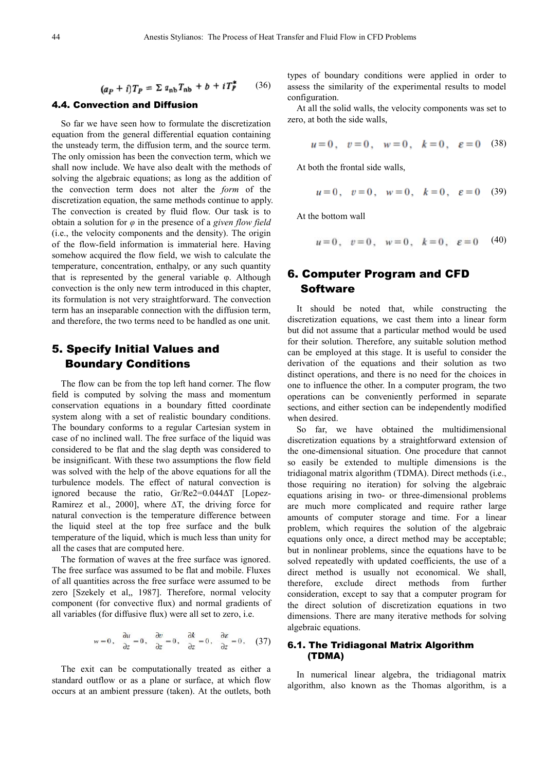$$(a_P + i)T_P = \Sigma\, a_{nb} T_{nb} + b + iT_P^* \qquad (36)$$

### 4.4. Convection and Diffusion

So far we have seen how to formulate the discretization equation from the general differential equation containing the unsteady term, the diffusion term, and the source term. The only omission has been the convection term, which we shall now include. We have also dealt with the methods of solving the algebraic equations; as long as the addition of the convection term does not alter the *form* of the discretization equation, the same methods continue to apply. The convection is created by fluid flow. Our task is to obtain a solution for $\varphi$ in the presence of a *given flow field* (i.e., the velocity components and the density). The origin of the flow-field information is immaterial here. Having somehow acquired the flow field, we wish to calculate the temperature, concentration, enthalpy, or any such quantity that is represented by the general variable $\varphi$. Although convection is the only new term introduced in this chapter, its formulation is not very straightforward. The convection term has an inseparable connection with the diffusion term, and therefore, the two terms need to be handled as one unit.

## 5. Specify Initial Values and Boundary Conditions

The flow can be from the top left hand corner. The flow field is computed by solving the mass and momentum conservation equations in a boundary fitted coordinate system along with a set of realistic boundary conditions. The boundary conforms to a regular Cartesian system in case of no inclined wall. The free surface of the liquid was considered to be flat and the slag depth was considered to be insignificant. With these two assumptions the flow field was solved with the help of the above equations for all the turbulence models. The effect of natural convection is ignored because the ratio, $Gr/Re2=0.044\Delta T$ [Lopez-Ramirez et al., 2000], where $\Delta T$, the driving force for natural convection is the temperature difference between the liquid steel at the top free surface and the bulk temperature of the liquid, which is much less than unity for all the cases that are computed here.

The formation of waves at the free surface was ignored. The free surface was assumed to be flat and mobile. Fluxes of all quantities across the free surface were assumed to be zero [Szekely et al,, 1987]. Therefore, normal velocity component (for convective flux) and normal gradients of all variables (for diffusive flux) were all set to zero, i.e.

$$w=0,\quad \frac{\partial u}{\partial z}=0,\quad \frac{\partial v}{\partial z}=0,\quad \frac{\partial k}{\partial z}=0,\quad \frac{\partial \varepsilon}{\partial z}=0, \qquad (37)$$

The exit can be computationally treated as either a standard outflow or as a plane or surface, at which flow occurs at an ambient pressure (taken). At the outlets, both types of boundary conditions were applied in order to assess the similarity of the experimental results to model configuration.

At all the solid walls, the velocity components was set to zero, at both the side walls,

$$u=0,\quad v=0,\quad w=0,\quad k=0,\quad \varepsilon=0 \qquad (38)$$

At both the frontal side walls,

$$u=0,\quad v=0,\quad w=0,\quad k=0,\quad \varepsilon=0 \qquad (39)$$

At the bottom wall

$$u=0,\quad v=0,\quad w=0,\quad k=0,\quad \varepsilon=0 \qquad (40)$$

## 6. Computer Program and CFD Software

It should be noted that, while constructing the discretization equations, we cast them into a linear form but did not assume that a particular method would be used for their solution. Therefore, any suitable solution method can be employed at this stage. It is useful to consider the derivation of the equations and their solution as two distinct operations, and there is no need for the choices in one to influence the other. In a computer program, the two operations can be conveniently performed in separate sections, and either section can be independently modified when desired.

So far, we have obtained the multidimensional discretization equations by a straightforward extension of the one-dimensional situation. One procedure that cannot so easily be extended to multiple dimensions is the tridiagonal matrix algorithm (TDMA). Direct methods (i.e., those requiring no iteration) for solving the algebraic equations arising in two- or three-dimensional problems are much more complicated and require rather large amounts of computer storage and time. For a linear problem, which requires the solution of the algebraic equations only once, a direct method may be acceptable; but in nonlinear problems, since the equations have to be solved repeatedly with updated coefficients, the use of a direct method is usually not economical. We shall, therefore, exclude direct methods from further consideration, except to say that a computer program for the direct solution of discretization equations in two dimensions. There are many iterative methods for solving algebraic equations.

### 6.1. The Tridiagonal Matrix Algorithm (TDMA)

In numerical linear algebra, the tridiagonal matrix algorithm, also known as the Thomas algorithm, is a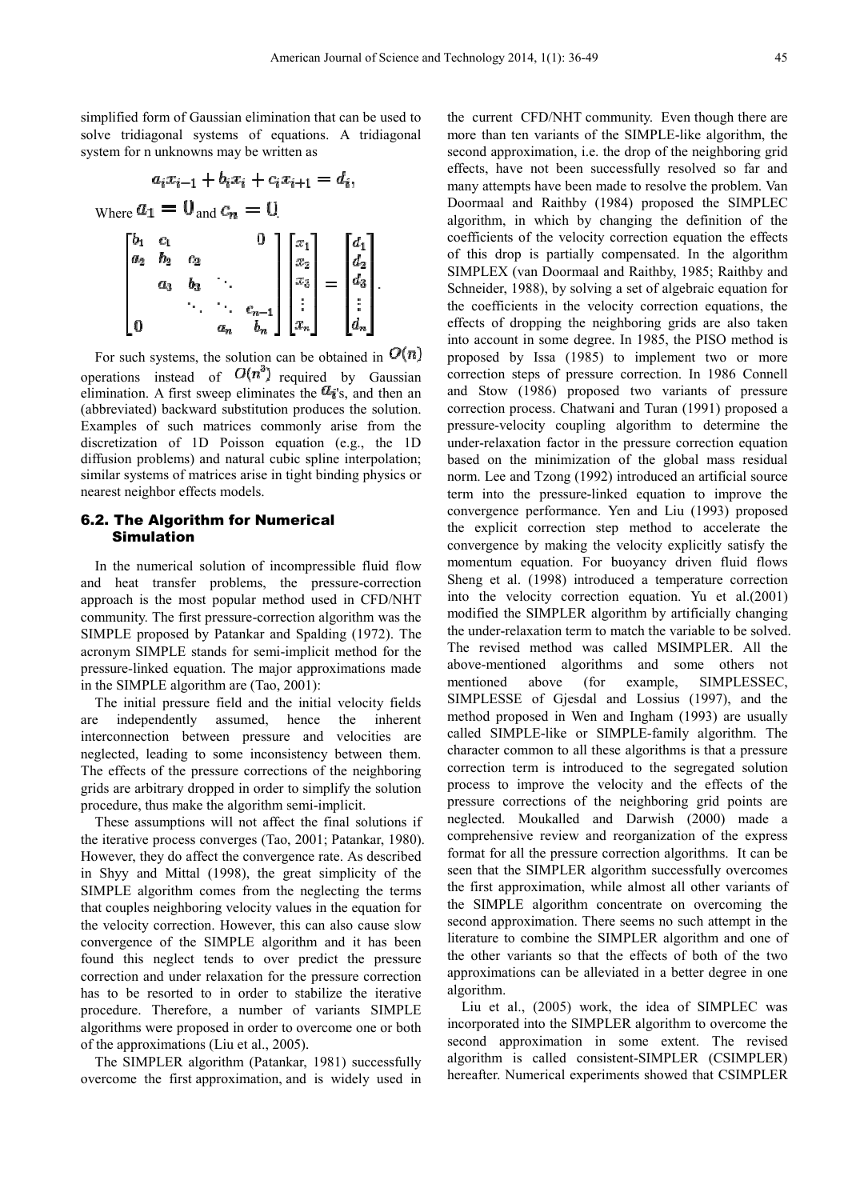simplified form of Gaussian elimination that can be used to solve tridiagonal systems of equations. A tridiagonal system for n unknowns may be written as

$$a_i x_{i-1} + b_i x_i + c_i x_{i+1} = d_i,$$

Where $a_1 = 0$ and $c_n = 0$.

$$\begin{bmatrix} b_1 & c_1 & & & 0 \\ a_2 & b_2 & c_2 & & \\ & a_3 & b_3 & \ddots & \\ & & \ddots & \ddots & c_{n-1} \\ 0 & & & a_n & b_n \end{bmatrix} \begin{bmatrix} x_1 \\ x_2 \\ x_3 \\ \vdots \\ x_n \end{bmatrix} = \begin{bmatrix} d_1 \\ d_2 \\ d_3 \\ \vdots \\ d_n \end{bmatrix}.$$

For such systems, the solution can be obtained in $O(n)$ operations instead of $O(n^3)$ required by Gaussian elimination. A first sweep eliminates the $a_i$'s, and then an (abbreviated) backward substitution produces the solution. Examples of such matrices commonly arise from the discretization of 1D Poisson equation (e.g., the 1D diffusion problems) and natural cubic spline interpolation; similar systems of matrices arise in tight binding physics or nearest neighbor effects models.

## 6.2. The Algorithm for Numerical Simulation

In the numerical solution of incompressible fluid flow and heat transfer problems, the pressure-correction approach is the most popular method used in CFD/NHT community. The first pressure-correction algorithm was the SIMPLE proposed by Patankar and Spalding (1972). The acronym SIMPLE stands for semi-implicit method for the pressure-linked equation. The major approximations made in the SIMPLE algorithm are (Tao, 2001):

The initial pressure field and the initial velocity fields are independently assumed, hence the inherent interconnection between pressure and velocities are neglected, leading to some inconsistency between them. The effects of the pressure corrections of the neighboring grids are arbitrary dropped in order to simplify the solution procedure, thus make the algorithm semi-implicit.

These assumptions will not affect the final solutions if the iterative process converges (Tao, 2001; Patankar, 1980). However, they do affect the convergence rate. As described in Shyy and Mittal (1998), the great simplicity of the SIMPLE algorithm comes from the neglecting the terms that couples neighboring velocity values in the equation for the velocity correction. However, this can also cause slow convergence of the SIMPLE algorithm and it has been found this neglect tends to over predict the pressure correction and under relaxation for the pressure correction has to be resorted to in order to stabilize the iterative procedure. Therefore, a number of variants SIMPLE algorithms were proposed in order to overcome one or both of the approximations (Liu et al., 2005).

The SIMPLER algorithm (Patankar, 1981) successfully overcome the first approximation, and is widely used in the current CFD/NHT community. Even though there are more than ten variants of the SIMPLE-like algorithm, the second approximation, i.e. the drop of the neighboring grid effects, have not been successfully resolved so far and many attempts have been made to resolve the problem. Van Doormaal and Raithby (1984) proposed the SIMPLEC algorithm, in which by changing the definition of the coefficients of the velocity correction equation the effects of this drop is partially compensated. In the algorithm SIMPLEX (van Doormaal and Raithby, 1985; Raithby and Schneider, 1988), by solving a set of algebraic equation for the coefficients in the velocity correction equations, the effects of dropping the neighboring grids are also taken into account in some degree. In 1985, the PISO method is proposed by Issa (1985) to implement two or more correction steps of pressure correction. In 1986 Connell and Stow (1986) proposed two variants of pressure correction process. Chatwani and Turan (1991) proposed a pressure-velocity coupling algorithm to determine the under-relaxation factor in the pressure correction equation based on the minimization of the global mass residual norm. Lee and Tzong (1992) introduced an artificial source term into the pressure-linked equation to improve the convergence performance. Yen and Liu (1993) proposed the explicit correction step method to accelerate the convergence by making the velocity explicitly satisfy the momentum equation. For buoyancy driven fluid flows Sheng et al. (1998) introduced a temperature correction into the velocity correction equation. Yu et al.(2001) modified the SIMPLER algorithm by artificially changing the under-relaxation term to match the variable to be solved. The revised method was called MSIMPLER. All the above-mentioned algorithms and some others not mentioned above (for example, SIMPLESSEC, SIMPLESSE of Gjesdal and Lossius (1997), and the method proposed in Wen and Ingham (1993) are usually called SIMPLE-like or SIMPLE-family algorithm. The character common to all these algorithms is that a pressure correction term is introduced to the segregated solution process to improve the velocity and the effects of the pressure corrections of the neighboring grid points are neglected. Moukalled and Darwish (2000) made a comprehensive review and reorganization of the express format for all the pressure correction algorithms. It can be seen that the SIMPLER algorithm successfully overcomes the first approximation, while almost all other variants of the SIMPLE algorithm concentrate on overcoming the second approximation. There seems no such attempt in the literature to combine the SIMPLER algorithm and one of the other variants so that the effects of both of the two approximations can be alleviated in a better degree in one algorithm.

Liu et al., (2005) work, the idea of SIMPLEC was incorporated into the SIMPLER algorithm to overcome the second approximation in some extent. The revised algorithm is called consistent-SIMPLER (CSIMPLER) hereafter. Numerical experiments showed that CSIMPLER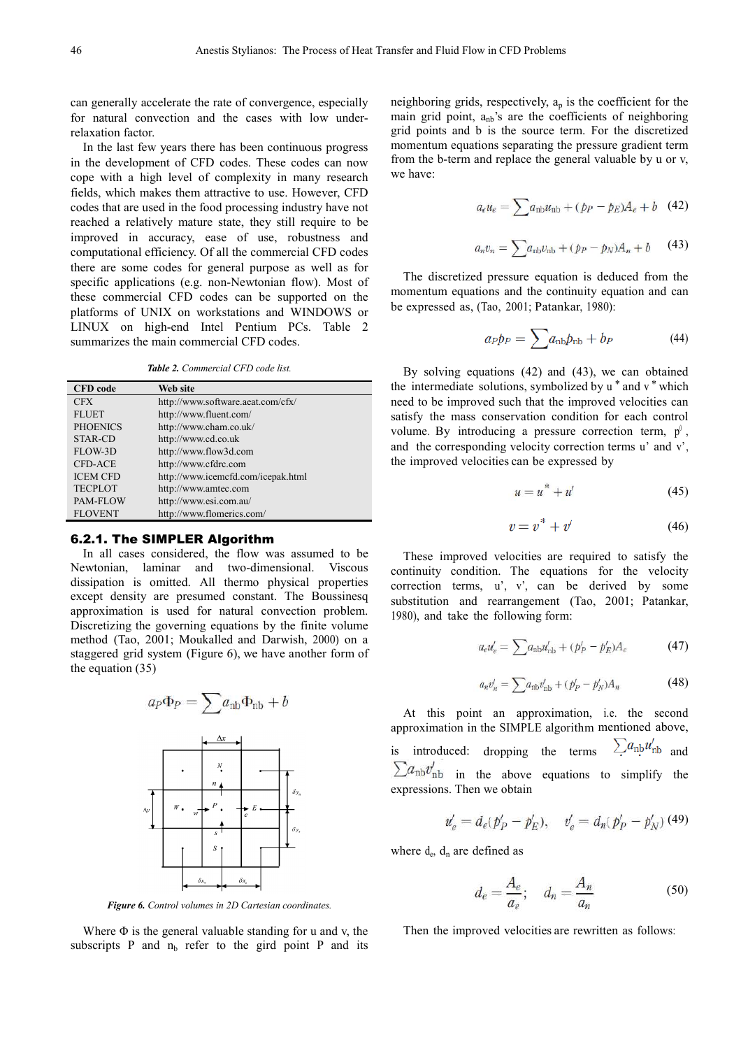can generally accelerate the rate of convergence, especially for natural convection and the cases with low under-relaxation factor.

In the last few years there has been continuous progress in the development of CFD codes. These codes can now cope with a high level of complexity in many research fields, which makes them attractive to use. However, CFD codes that are used in the food processing industry have not reached a relatively mature state, they still require to be improved in accuracy, ease of use, robustness and computational efficiency. Of all the commercial CFD codes there are some codes for general purpose as well as for specific applications (e.g. non-Newtonian flow). Most of these commercial CFD codes can be supported on the platforms of UNIX on workstations and WINDOWS or LINUX on high-end Intel Pentium PCs. Table 2 summarizes the main commercial CFD codes.

***Table 2.*** *Commercial CFD code list.*

| CFD code | Web site |
|---|---|
| CFX | http://www.software.aeat.com/cfx/ |
| FLUET | http://www.fluent.com/ |
| PHOENICS | http://www.cham.co.uk/ |
| STAR-CD | http://www.cd.co.uk |
| FLOW-3D | http://www.flow3d.com |
| CFD-ACE | http://www.cfdrc.com |
| ICEM CFD | http://www.icemcfd.com/icepak.html |
| TECPLOT | http://www.amtec.com |
| PAM-FLOW | http://www.esi.com.au/ |
| FLOVENT | http://www.flomerics.com/ |

#### 6.2.1. The SIMPLER Algorithm

In all cases considered, the flow was assumed to be Newtonian, laminar and two-dimensional. Viscous dissipation is omitted. All thermo physical properties except density are presumed constant. The Boussinesq approximation is used for natural convection problem. Discretizing the governing equations by the finite volume method (Tao, 2001; Moukalled and Darwish, 2000) on a staggered grid system (Figure 6), we have another form of the equation (35)

$$a_P\Phi_P = \sum a_{\rm nb}\Phi_{\rm nb} + b$$

***Figure 6.*** *Control volumes in 2D Cartesian coordinates.*

Where $\Phi$ is the general valuable standing for u and v, the subscripts P and $n_b$ refer to the gird point P and its neighboring grids, respectively, $a_p$ is the coefficient for the main grid point, $a_{nb}$'s are the coefficients of neighboring grid points and b is the source term. For the discretized momentum equations separating the pressure gradient term from the b-term and replace the general valuable by u or v, we have:

$$a_e u_e = \sum a_{\rm nb}u_{\rm nb} + (p_P - p_E)A_e + b \quad (42)$$

$$a_n v_n = \sum a_{\rm nb}v_{\rm nb} + (p_P - p_N)A_n + b \quad (43)$$

The discretized pressure equation is deduced from the momentum equations and the continuity equation and can be expressed as, (Tao, 2001; Patankar, 1980):

$$a_P p_P = \sum a_{\rm nb}p_{\rm nb} + b_P \quad (44)$$

By solving equations (42) and (43), we can obtained the intermediate solutions, symbolized by $u^*$ and $v^*$ which need to be improved such that the improved velocities can satisfy the mass conservation condition for each control volume. By introducing a pressure correction term, $p'$, and the corresponding velocity correction terms u' and v', the improved velocities can be expressed by

$$u = u^* + u' \quad (45)$$

$$v = v^* + v' \quad (46)$$

These improved velocities are required to satisfy the continuity condition. The equations for the velocity correction terms, u', v', can be derived by some substitution and rearrangement (Tao, 2001; Patankar, 1980), and take the following form:

$$a_e u'_e = \sum a_{\rm nb}u'_{\rm nb} + (p'_P - p'_E)A_e \quad (47)$$

$$a_n v'_n = \sum a_{\rm nb}v'_{\rm nb} + (p'_P - p'_N)A_n \quad (48)$$

At this point an approximation, i.e. the second approximation in the SIMPLE algorithm mentioned above, is introduced: dropping the terms $\sum a_{\rm nb}u'_{\rm nb}$ and $\sum a_{\rm nb}v'_{\rm nb}$ in the above equations to simplify the expressions. Then we obtain

$$u'_e = d_e(p'_P - p'_E), \quad v'_e = d_n(p'_P - p'_N) \quad (49)$$

where $d_e$, $d_n$ are defined as

$$d_e = \frac{A_e}{a_e}; \quad d_n = \frac{A_n}{a_n} \quad (50)$$

Then the improved velocities are rewritten as follows: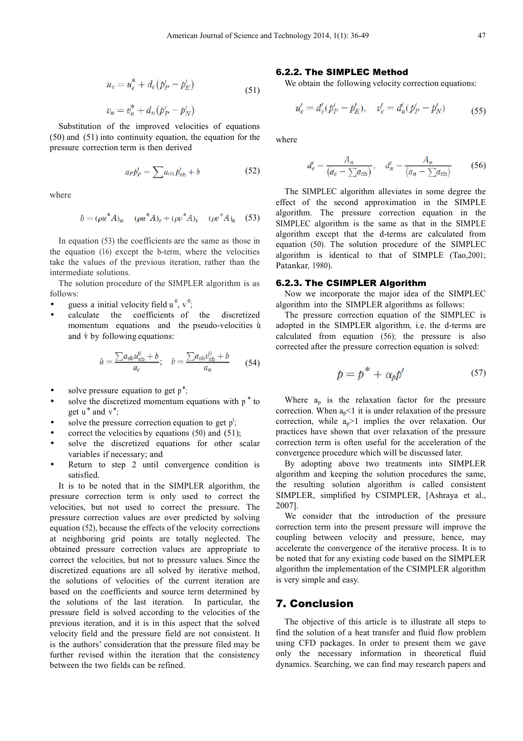$$u_e = u_e^* + d_e(p'_P - p'_E)$$

$$v_n = v_n^* + d_n(p'_P - p'_N) \tag{51}$$

Substitution of the improved velocities of equations (50) and (51) into continuity equation, the equation for the pressure correction term is then derived

$$a_P p'_P = \sum a_{\rm nb} p'_{\rm nb} + b \tag{52}$$

where

$$b = (\rho u^* A)_w \quad (\rho u^* A)_e + (\rho v^* A)_s \quad (\rho v^* A)_n \tag{53}$$

In equation (53) the coefficients are the same as those in the equation (16) except the b-term, where the velocities take the values of the previous iteration, rather than the intermediate solutions.

The solution procedure of the SIMPLER algorithm is as follows:

- guess a initial velocity field $u^0$, $v^0$;
- calculate the coefficients of the discretized momentum equations and the pseudo-velocities $\hat{u}$ and $\hat{v}$ by following equations:

$$\hat{u} = \frac{\sum a_{\rm nb} u_{\rm nb}^0 + b}{a_e}; \quad \hat{v} = \frac{\sum a_{\rm nb} v_{\rm nb}^0 + b}{a_n} \tag{54}$$

- solve pressure equation to get $p^*$;
- solve the discretized momentum equations with $p^*$ to get $u^*$ and $v^*$;
- solve the pressure correction equation to get $p'$;
- correct the velocities by equations (50) and (51);
- solve the discretized equations for other scalar variables if necessary; and
- Return to step 2 until convergence condition is satisfied.

It is to be noted that in the SIMPLER algorithm, the pressure correction term is only used to correct the velocities, but not used to correct the pressure. The pressure correction values are over predicted by solving equation (52), because the effects of the velocity corrections at neighboring grid points are totally neglected. The obtained pressure correction values are appropriate to correct the velocities, but not to pressure values. Since the discretized equations are all solved by iterative method, the solutions of velocities of the current iteration are based on the coefficients and source term determined by the solutions of the last iteration. In particular, the pressure field is solved according to the velocities of the previous iteration, and it is in this aspect that the solved velocity field and the pressure field are not consistent. It is the authors' consideration that the pressure filed may be further revised within the iteration that the consistency between the two fields can be refined.

### 6.2.2. The SIMPLEC Method

We obtain the following velocity correction equations:

$$u'_e = d'_e(p'_P - p'_E), \quad v'_e = d'_n(p'_P - p'_N) \tag{55}$$

where

$$d'_e = \frac{A_n}{(a_e - \sum a_{\rm nb})}, \quad d'_n = \frac{A_n}{(a_n - \sum a_{\rm nb})} \tag{56}$$

The SIMPLEC algorithm alleviates in some degree the effect of the second approximation in the SIMPLE algorithm. The pressure correction equation in the SIMPLEC algorithm is the same as that in the SIMPLE algorithm except that the d-terms are calculated from equation (50). The solution procedure of the SIMPLEC algorithm is identical to that of SIMPLE (Tao,2001; Patankar, 1980).

### 6.2.3. The CSIMPLER Algorithm

Now we incorporate the major idea of the SIMPLEC algorithm into the SIMPLER algorithms as follows:

The pressure correction equation of the SIMPLEC is adopted in the SIMPLER algorithm, i.e. the d-terms are calculated from equation (56); the pressure is also corrected after the pressure correction equation is solved:

$$p = p^* + \alpha_p p' \tag{57}$$

Where $a_p$ is the relaxation factor for the pressure correction. When $a_p<1$ it is under relaxation of the pressure correction, while $a_p>1$ implies the over relaxation. Our practices have shown that over relaxation of the pressure correction term is often useful for the acceleration of the convergence procedure which will be discussed later.

By adopting above two treatments into SIMPLER algorithm and keeping the solution procedures the same, the resulting solution algorithm is called consistent SIMPLER, simplified by CSIMPLER, [Ashraya et al., 2007].

We consider that the introduction of the pressure correction term into the present pressure will improve the coupling between velocity and pressure, hence, may accelerate the convergence of the iterative process. It is to be noted that for any existing code based on the SIMPLER algorithm the implementation of the CSIMPLER algorithm is very simple and easy.

## 7. Conclusion

The objective of this article is to illustrate all steps to find the solution of a heat transfer and fluid flow problem using CFD packages. In order to present them we gave only the necessary information in theoretical fluid dynamics. Searching, we can find may research papers and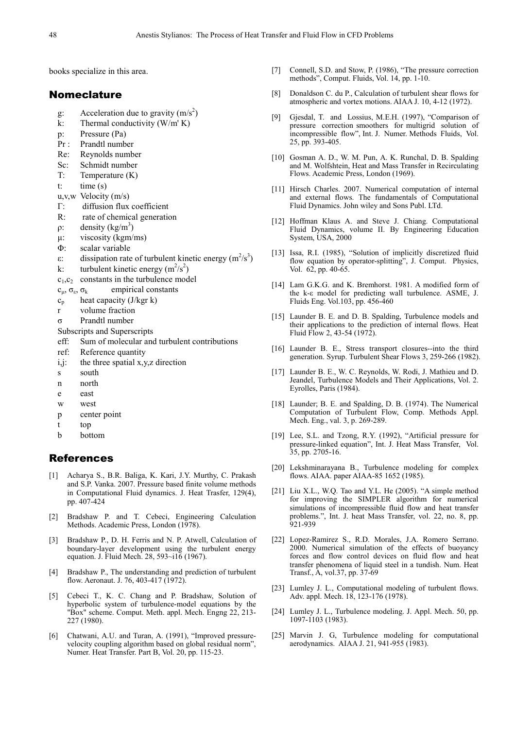books specialize in this area.

## Nomeclature

- g: Acceleration due to gravity ($m/s^2$)
- k: Thermal conductivity (W/m' K)
- p: Pressure (Pa)
- Pr : Prandtl number
- Re: Reynolds number
- Sc: Schmidt number
- T: Temperature (K)
- t: time (s)
- u,v,w Velocity (m/s)
- Γ: diffusion flux coefficient
- R: rate of chemical generation
- ρ: density ($kg/m^3$)
- μ: viscosity (kgm/ms)
- Φ: scalar variable
- ε: dissipation rate of turbulent kinetic energy ($m^2/s^3$)
- k: turbulent kinetic energy ($m^2/s^2$)
- $c_1$,$c_2$ constants in the turbulence model
- $c_\mu$, $\sigma_\varepsilon$, $\sigma_k$ empirical constants
- $c_p$ heat capacity (J/kgr k)
- r volume fraction
- σ Prandtl number

Subscripts and Superscripts

- eff: Sum of molecular and turbulent contributions
- ref: Reference quantity
- i,j: the three spatial x,y,z direction
- s south
- n north
- e east
- w west
- p center point
- t top
- b bottom

## References

[1] Acharya S., B.R. Baliga, K. Kari, J.Y. Murthy, C. Prakash and S.P. Vanka. 2007. Pressure based finite volume methods in Computational Fluid dynamics. J. Heat Trasfer, 129(4), pp. 407-424

[2] Bradshaw P. and T. Cebeci, Engineering Calculation Methods. Academic Press, London (1978).

[3] Bradshaw P., D. H. Ferris and N. P. Atwell, Calculation of boundary-layer development using the turbulent energy equation. J. Fluid Mech. 28, 593~i16 (1967).

[4] Bradshaw P., The understanding and prediction of turbulent flow. Aeronaut. J. 76, 403-417 (1972).

[5] Cebeci T., K. C. Chang and P. Bradshaw, Solution of hyperbolic system of turbulence-model equations by the "Box" scheme. Comput. Meth. appl. Mech. Engng 22, 213-227 (1980).

[6] Chatwani, A.U. and Turan, A. (1991), "Improved pressure-velocity coupling algorithm based on global residual norm", Numer. Heat Transfer. Part B, Vol. 20, pp. 115-23.

[7] Connell, S.D. and Stow, P. (1986), "The pressure correction methods", Comput. Fluids, Vol. 14, pp. 1-10.

[8] Donaldson C. du P., Calculation of turbulent shear flows for atmospheric and vortex motions. AIAA J. 10, 4-12 (1972).

[9] Gjesdal, T. and Lossius, M.E.H. (1997), "Comparison of pressure correction smoothers for multigrid solution of incompressible flow", Int. J. Numer. Methods Fluids, Vol. 25, pp. 393-405.

[10] Gosman A. D., W. M. Pun, A. K. Runchal, D. B. Spalding and M. Wolfshtein, Heat and Mass Transfer in Recirculating Flows. Academic Press, London (1969).

[11] Hirsch Charles. 2007. Numerical computation of internal and external flows. The fundamentals of Computational Fluid Dynamics. John wiley and Sons Publ. LTd.

[12] Hoffman Klaus A. and Steve J. Chiang. Computational Fluid Dynamics, volume II. By Engineering Education System, USA, 2000

[13] Issa, R.I. (1985), "Solution of implicitly discretized fluid flow equation by operator-splitting", J. Comput. Physics, Vol. 62, pp. 40-65.

[14] Lam G.K.G. and K. Bremhorst. 1981. A modified form of the k-ε model for predicting wall turbulence. ASME, J. Fluids Eng. Vol.103, pp. 456-460

[15] Launder B. E. and D. B. Spalding, Turbulence models and their applications to the prediction of internal flows. Heat Fluid Flow 2, 43-54 (1972).

[16] Launder B. E., Stress transport closures--into the third generation. Syrup. Turbulent Shear Flows 3, 259-266 (1982).

[17] Launder B. E., W. C. Reynolds, W. Rodi, J. Mathieu and D. Jeandel, Turbulence Models and Their Applications, Vol. 2. Eyrolles, Paris (1984).

[18] Launder; B. E. and Spalding, D. B. (1974). The Numerical Computation of Turbulent Flow, Comp. Methods Appl. Mech. Eng., val. 3, p. 269-289.

[19] Lee, S.L. and Tzong, R.Y. (1992), "Artificial pressure for pressure-linked equation", Int. J. Heat Mass Transfer, Vol. 35, pp. 2705-16.

[20] Lekshminarayana B., Turbulence modeling for complex flows. AIAA. paper AIAA-85 1652 (1985).

[21] Liu X.L., W.Q. Tao and Y.L. He (2005). "A simple method for improving the SIMPLER algorithm for numerical simulations of incompressible fluid flow and heat transfer problems.", Int. J. heat Mass Transfer, vol. 22, no. 8, pp. 921-939

[22] Lopez-Ramirez S., R.D. Morales, J.A. Romero Serrano. 2000. Numerical simulation of the effects of buoyancy forces and flow control devices on fluid flow and heat transfer phenomena of liquid steel in a tundish. Num. Heat Transf., A, vol.37, pp. 37-69

[23] Lumley J. L., Computational modeling of turbulent flows. Adv. appl. Mech. 18, 123-176 (1978).

[24] Lumley J. L., Turbulence modeling. J. Appl. Mech. 50, pp. 1097-1103 (1983).

[25] Marvin J. G, Turbulence modeling for computational aerodynamics. AIAA J. 21, 941-955 (1983).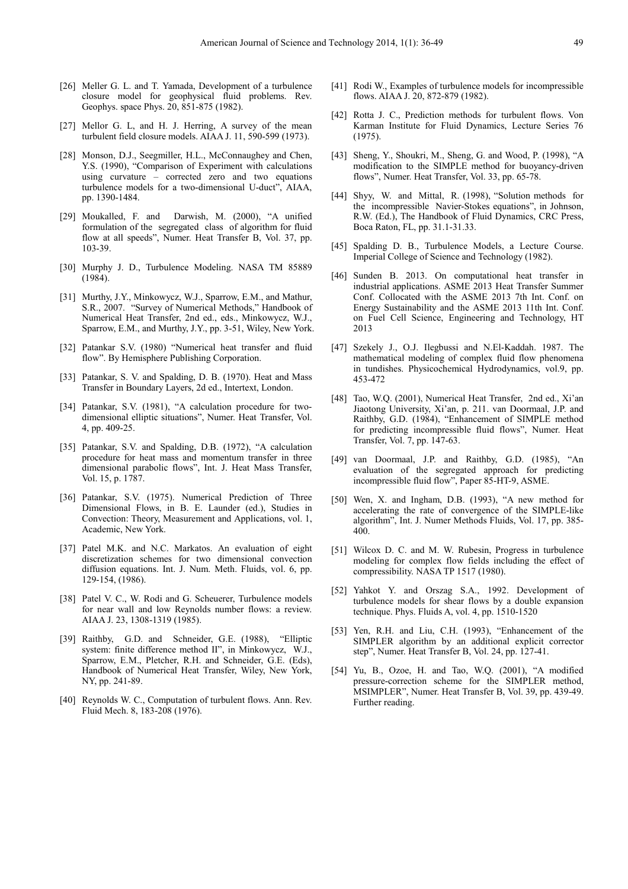[26] Meller G. L. and T. Yamada, Development of a turbulence closure model for geophysical fluid problems. Rev. Geophys. space Phys. 20, 851-875 (1982).

[27] Mellor G. L, and H. J. Herring, A survey of the mean turbulent field closure models. AIAA J. 11, 590-599 (1973).

[28] Monson, D.J., Seegmiller, H.L., McConnaughey and Chen, Y.S. (1990), "Comparison of Experiment with calculations using curvature – corrected zero and two equations turbulence models for a two-dimensional U-duct", AIAA, pp. 1390-1484.

[29] Moukalled, F. and Darwish, M. (2000), "A unified formulation of the segregated class of algorithm for fluid flow at all speeds", Numer. Heat Transfer B, Vol. 37, pp. 103-39.

[30] Murphy J. D., Turbulence Modeling. NASA TM 85889 (1984).

[31] Murthy, J.Y., Minkowycz, W.J., Sparrow, E.M., and Mathur, S.R., 2007. "Survey of Numerical Methods," Handbook of Numerical Heat Transfer, 2nd ed., eds., Minkowycz, W.J., Sparrow, E.M., and Murthy, J.Y., pp. 3-51, Wiley, New York.

[32] Patankar S.V. (1980) "Numerical heat transfer and fluid flow". By Hemisphere Publishing Corporation.

[33] Patankar, S. V. and Spalding, D. B. (1970). Heat and Mass Transfer in Boundary Layers, 2d ed., Intertext, London.

[34] Patankar, S.V. (1981), "A calculation procedure for two-dimensional elliptic situations", Numer. Heat Transfer, Vol. 4, pp. 409-25.

[35] Patankar, S.V. and Spalding, D.B. (1972), "A calculation procedure for heat mass and momentum transfer in three dimensional parabolic flows", Int. J. Heat Mass Transfer, Vol. 15, p. 1787.

[36] Patankar, S.V. (1975). Numerical Prediction of Three Dimensional Flows, in B. E. Launder (ed.), Studies in Convection: Theory, Measurement and Applications, vol. 1, Academic, New York.

[37] Patel M.K. and N.C. Markatos. An evaluation of eight discretization schemes for two dimensional convection diffusion equations. Int. J. Num. Meth. Fluids, vol. 6, pp. 129-154, (1986).

[38] Patel V. C., W. Rodi and G. Scheuerer, Turbulence models for near wall and low Reynolds number flows: a review. AIAA J. 23, 1308-1319 (1985).

[39] Raithby, G.D. and Schneider, G.E. (1988), "Elliptic system: finite difference method II", in Minkowycz, W.J., Sparrow, E.M., Pletcher, R.H. and Schneider, G.E. (Eds), Handbook of Numerical Heat Transfer, Wiley, New York, NY, pp. 241-89.

[40] Reynolds W. C., Computation of turbulent flows. Ann. Rev. Fluid Mech. 8, 183-208 (1976).

[41] Rodi W., Examples of turbulence models for incompressible flows. AIAA J. 20, 872-879 (1982).

[42] Rotta J. C., Prediction methods for turbulent flows. Von Karman Institute for Fluid Dynamics, Lecture Series 76 (1975).

[43] Sheng, Y., Shoukri, M., Sheng, G. and Wood, P. (1998), "A modification to the SIMPLE method for buoyancy-driven flows", Numer. Heat Transfer, Vol. 33, pp. 65-78.

[44] Shyy, W. and Mittal, R. (1998), "Solution methods for the incompressible Navier-Stokes equations", in Johnson, R.W. (Ed.), The Handbook of Fluid Dynamics, CRC Press, Boca Raton, FL, pp. 31.1-31.33.

[45] Spalding D. B., Turbulence Models, a Lecture Course. Imperial College of Science and Technology (1982).

[46] Sunden B. 2013. On computational heat transfer in industrial applications. ASME 2013 Heat Transfer Summer Conf. Collocated with the ASME 2013 7th Int. Conf. on Energy Sustainability and the ASME 2013 11th Int. Conf. on Fuel Cell Science, Engineering and Technology, HT 2013

[47] Szekely J., O.J. Ilegbussi and N.El-Kaddah. 1987. The mathematical modeling of complex fluid flow phenomena in tundishes. Physicochemical Hydrodynamics, vol.9, pp. 453-472

[48] Tao, W.Q. (2001), Numerical Heat Transfer, 2nd ed., Xi'an Jiaotong University, Xi'an, p. 211. van Doormaal, J.P. and Raithby, G.D. (1984), "Enhancement of SIMPLE method for predicting incompressible fluid flows", Numer. Heat Transfer, Vol. 7, pp. 147-63.

[49] van Doormaal, J.P. and Raithby, G.D. (1985), "An evaluation of the segregated approach for predicting incompressible fluid flow", Paper 85-HT-9, ASME.

[50] Wen, X. and Ingham, D.B. (1993), "A new method for accelerating the rate of convergence of the SIMPLE-like algorithm", Int. J. Numer Methods Fluids, Vol. 17, pp. 385-400.

[51] Wilcox D. C. and M. W. Rubesin, Progress in turbulence modeling for complex flow fields including the effect of compressibility. NASA TP 1517 (1980).

[52] Yahkot Y. and Orszag S.A., 1992. Development of turbulence models for shear flows by a double expansion technique. Phys. Fluids A, vol. 4, pp. 1510-1520

[53] Yen, R.H. and Liu, C.H. (1993), "Enhancement of the SIMPLER algorithm by an additional explicit corrector step", Numer. Heat Transfer B, Vol. 24, pp. 127-41.

[54] Yu, B., Ozoe, H. and Tao, W.Q. (2001), "A modified pressure-correction scheme for the SIMPLER method, MSIMPLER", Numer. Heat Transfer B, Vol. 39, pp. 439-49. Further reading.